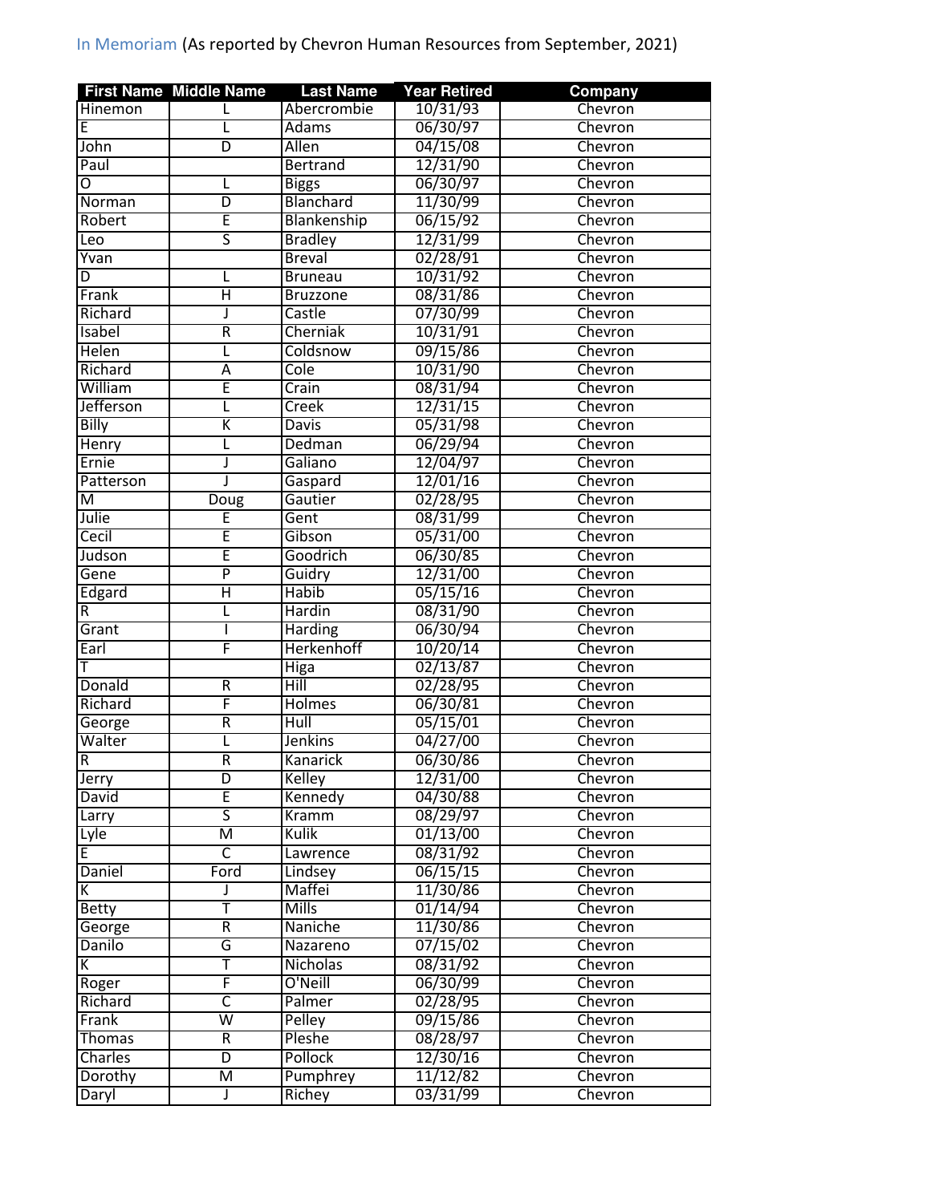In Memoriam (As reported by Chevron Human Resources from September, 2021)

| First Name | Middle Name | Last Name | Year Retired | Company |
| --- | --- | --- | --- | --- |
| Hinemon | L | Abercrombie | 10/31/93 | Chevron |
| E | L | Adams | 06/30/97 | Chevron |
| John | D | Allen | 04/15/08 | Chevron |
| Paul | | Bertrand | 12/31/90 | Chevron |
| O | L | Biggs | 06/30/97 | Chevron |
| Norman | D | Blanchard | 11/30/99 | Chevron |
| Robert | E | Blankenship | 06/15/92 | Chevron |
| Leo | S | Bradley | 12/31/99 | Chevron |
| Yvan | | Breval | 02/28/91 | Chevron |
| D | L | Bruneau | 10/31/92 | Chevron |
| Frank | H | Bruzzone | 08/31/86 | Chevron |
| Richard | J | Castle | 07/30/99 | Chevron |
| Isabel | R | Cherniak | 10/31/91 | Chevron |
| Helen | L | Coldsnow | 09/15/86 | Chevron |
| Richard | A | Cole | 10/31/90 | Chevron |
| William | E | Crain | 08/31/94 | Chevron |
| Jefferson | L | Creek | 12/31/15 | Chevron |
| Billy | K | Davis | 05/31/98 | Chevron |
| Henry | L | Dedman | 06/29/94 | Chevron |
| Ernie | J | Galiano | 12/04/97 | Chevron |
| Patterson | J | Gaspard | 12/01/16 | Chevron |
| M | Doug | Gautier | 02/28/95 | Chevron |
| Julie | E | Gent | 08/31/99 | Chevron |
| Cecil | E | Gibson | 05/31/00 | Chevron |
| Judson | E | Goodrich | 06/30/85 | Chevron |
| Gene | P | Guidry | 12/31/00 | Chevron |
| Edgard | H | Habib | 05/15/16 | Chevron |
| R | L | Hardin | 08/31/90 | Chevron |
| Grant | I | Harding | 06/30/94 | Chevron |
| Earl | F | Herkenhoff | 10/20/14 | Chevron |
| T | | Higa | 02/13/87 | Chevron |
| Donald | R | Hill | 02/28/95 | Chevron |
| Richard | F | Holmes | 06/30/81 | Chevron |
| George | R | Hull | 05/15/01 | Chevron |
| Walter | L | Jenkins | 04/27/00 | Chevron |
| R | R | Kanarick | 06/30/86 | Chevron |
| Jerry | D | Kelley | 12/31/00 | Chevron |
| David | E | Kennedy | 04/30/88 | Chevron |
| Larry | S | Kramm | 08/29/97 | Chevron |
| Lyle | M | Kulik | 01/13/00 | Chevron |
| E | C | Lawrence | 08/31/92 | Chevron |
| Daniel | Ford | Lindsey | 06/15/15 | Chevron |
| K | J | Maffei | 11/30/86 | Chevron |
| Betty | T | Mills | 01/14/94 | Chevron |
| George | R | Naniche | 11/30/86 | Chevron |
| Danilo | G | Nazareno | 07/15/02 | Chevron |
| K | T | Nicholas | 08/31/92 | Chevron |
| Roger | F | O'Neill | 06/30/99 | Chevron |
| Richard | C | Palmer | 02/28/95 | Chevron |
| Frank | W | Pelley | 09/15/86 | Chevron |
| Thomas | R | Pleshe | 08/28/97 | Chevron |
| Charles | D | Pollock | 12/30/16 | Chevron |
| Dorothy | M | Pumphrey | 11/12/82 | Chevron |
| Daryl | J | Richey | 03/31/99 | Chevron |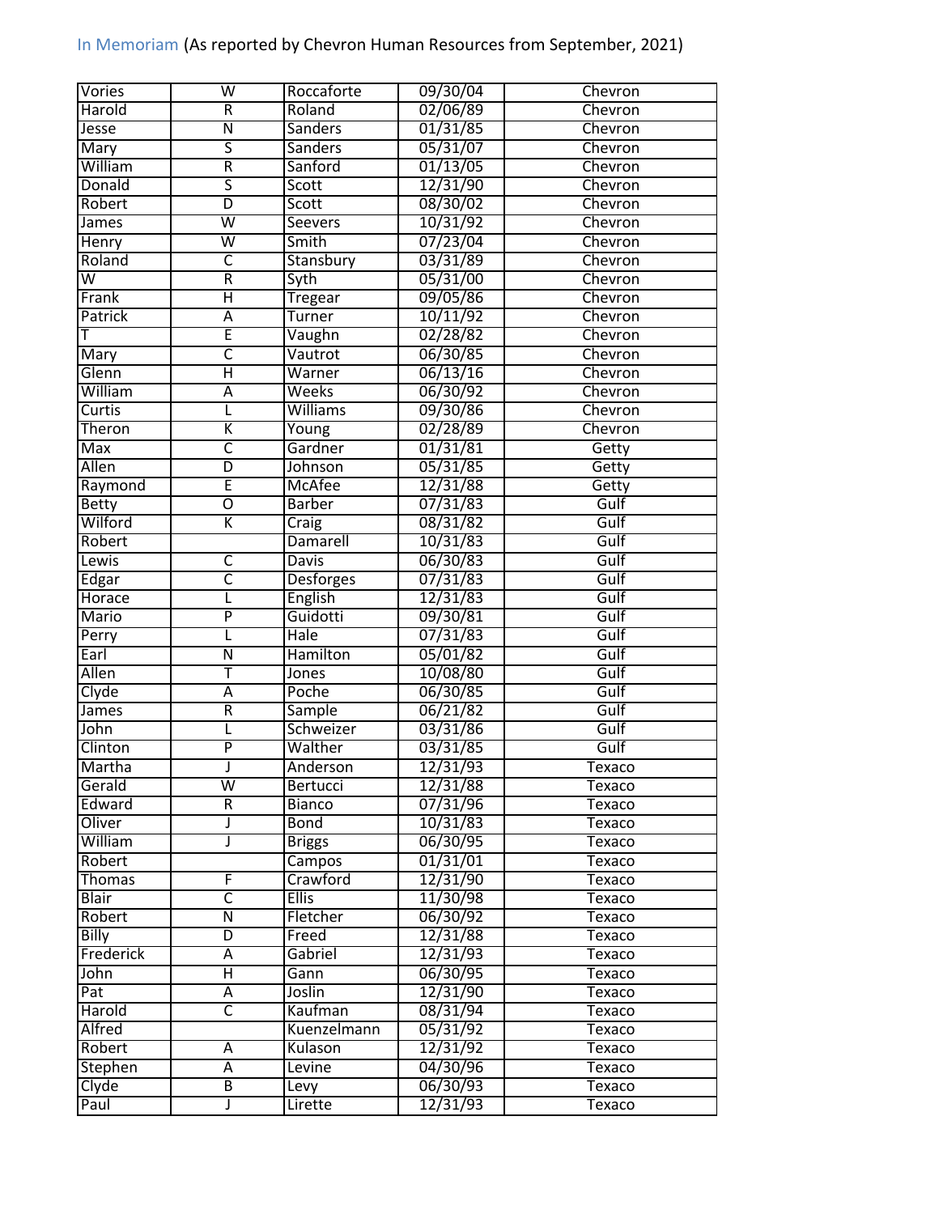In Memoriam (As reported by Chevron Human Resources from September, 2021)

| | | | | |
|---|---|---|---|---|
| Vories | W | Roccaforte | 09/30/04 | Chevron |
| Harold | R | Roland | 02/06/89 | Chevron |
| Jesse | N | Sanders | 01/31/85 | Chevron |
| Mary | S | Sanders | 05/31/07 | Chevron |
| William | R | Sanford | 01/13/05 | Chevron |
| Donald | S | Scott | 12/31/90 | Chevron |
| Robert | D | Scott | 08/30/02 | Chevron |
| James | W | Seevers | 10/31/92 | Chevron |
| Henry | W | Smith | 07/23/04 | Chevron |
| Roland | C | Stansbury | 03/31/89 | Chevron |
| W | R | Syth | 05/31/00 | Chevron |
| Frank | H | Tregear | 09/05/86 | Chevron |
| Patrick | A | Turner | 10/11/92 | Chevron |
| T | E | Vaughn | 02/28/82 | Chevron |
| Mary | C | Vautrot | 06/30/85 | Chevron |
| Glenn | H | Warner | 06/13/16 | Chevron |
| William | A | Weeks | 06/30/92 | Chevron |
| Curtis | L | Williams | 09/30/86 | Chevron |
| Theron | K | Young | 02/28/89 | Chevron |
| Max | C | Gardner | 01/31/81 | Getty |
| Allen | D | Johnson | 05/31/85 | Getty |
| Raymond | E | McAfee | 12/31/88 | Getty |
| Betty | O | Barber | 07/31/83 | Gulf |
| Wilford | K | Craig | 08/31/82 | Gulf |
| Robert | | Damarell | 10/31/83 | Gulf |
| Lewis | C | Davis | 06/30/83 | Gulf |
| Edgar | C | Desforges | 07/31/83 | Gulf |
| Horace | L | English | 12/31/83 | Gulf |
| Mario | P | Guidotti | 09/30/81 | Gulf |
| Perry | L | Hale | 07/31/83 | Gulf |
| Earl | N | Hamilton | 05/01/82 | Gulf |
| Allen | T | Jones | 10/08/80 | Gulf |
| Clyde | A | Poche | 06/30/85 | Gulf |
| James | R | Sample | 06/21/82 | Gulf |
| John | L | Schweizer | 03/31/86 | Gulf |
| Clinton | P | Walther | 03/31/85 | Gulf |
| Martha | J | Anderson | 12/31/93 | Texaco |
| Gerald | W | Bertucci | 12/31/88 | Texaco |
| Edward | R | Bianco | 07/31/96 | Texaco |
| Oliver | J | Bond | 10/31/83 | Texaco |
| William | J | Briggs | 06/30/95 | Texaco |
| Robert | | Campos | 01/31/01 | Texaco |
| Thomas | F | Crawford | 12/31/90 | Texaco |
| Blair | C | Ellis | 11/30/98 | Texaco |
| Robert | N | Fletcher | 06/30/92 | Texaco |
| Billy | D | Freed | 12/31/88 | Texaco |
| Frederick | A | Gabriel | 12/31/93 | Texaco |
| John | H | Gann | 06/30/95 | Texaco |
| Pat | A | Joslin | 12/31/90 | Texaco |
| Harold | C | Kaufman | 08/31/94 | Texaco |
| Alfred | | Kuenzelmann | 05/31/92 | Texaco |
| Robert | A | Kulason | 12/31/92 | Texaco |
| Stephen | A | Levine | 04/30/96 | Texaco |
| Clyde | B | Levy | 06/30/93 | Texaco |
| Paul | J | Lirette | 12/31/93 | Texaco |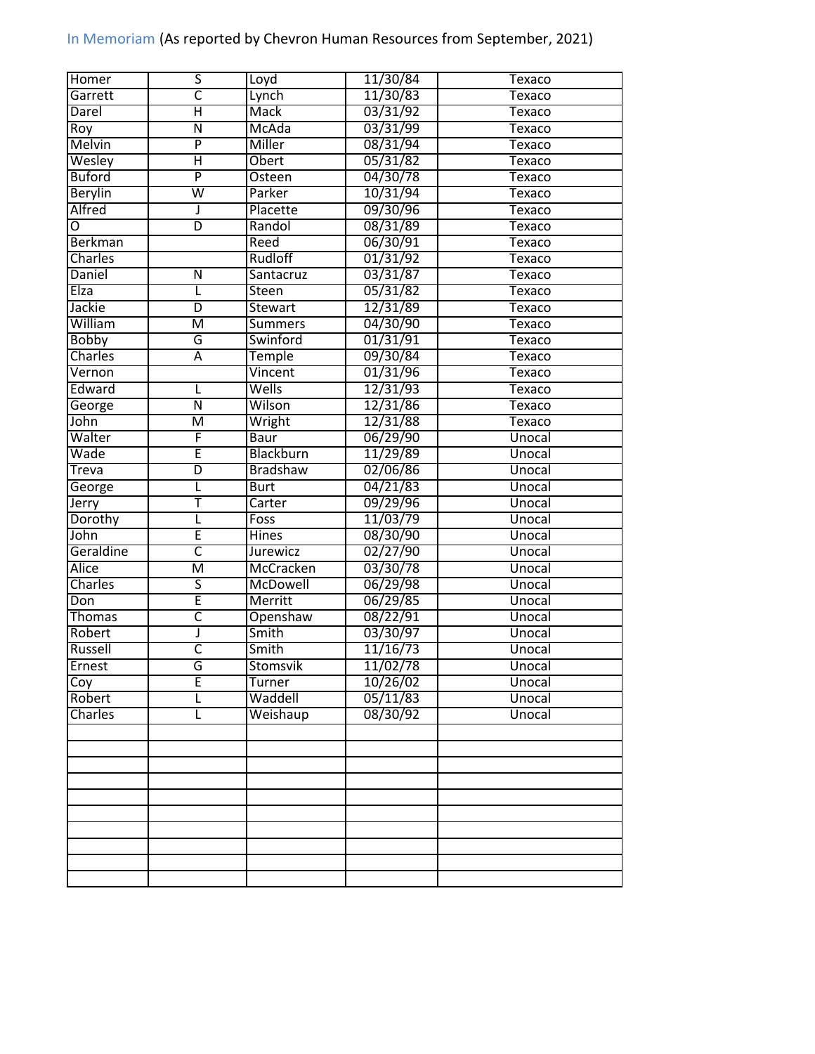In Memoriam (As reported by Chevron Human Resources from September, 2021)

| | | | | |
|---|---|---|---|---|
| Homer | S | Loyd | 11/30/84 | Texaco |
| Garrett | C | Lynch | 11/30/83 | Texaco |
| Darel | H | Mack | 03/31/92 | Texaco |
| Roy | N | McAda | 03/31/99 | Texaco |
| Melvin | P | Miller | 08/31/94 | Texaco |
| Wesley | H | Obert | 05/31/82 | Texaco |
| Buford | P | Osteen | 04/30/78 | Texaco |
| Berylin | W | Parker | 10/31/94 | Texaco |
| Alfred | J | Placette | 09/30/96 | Texaco |
| O | D | Randol | 08/31/89 | Texaco |
| Berkman | | Reed | 06/30/91 | Texaco |
| Charles | | Rudloff | 01/31/92 | Texaco |
| Daniel | N | Santacruz | 03/31/87 | Texaco |
| Elza | L | Steen | 05/31/82 | Texaco |
| Jackie | D | Stewart | 12/31/89 | Texaco |
| William | M | Summers | 04/30/90 | Texaco |
| Bobby | G | Swinford | 01/31/91 | Texaco |
| Charles | A | Temple | 09/30/84 | Texaco |
| Vernon | | Vincent | 01/31/96 | Texaco |
| Edward | L | Wells | 12/31/93 | Texaco |
| George | N | Wilson | 12/31/86 | Texaco |
| John | M | Wright | 12/31/88 | Texaco |
| Walter | F | Baur | 06/29/90 | Unocal |
| Wade | E | Blackburn | 11/29/89 | Unocal |
| Treva | D | Bradshaw | 02/06/86 | Unocal |
| George | L | Burt | 04/21/83 | Unocal |
| Jerry | T | Carter | 09/29/96 | Unocal |
| Dorothy | L | Foss | 11/03/79 | Unocal |
| John | E | Hines | 08/30/90 | Unocal |
| Geraldine | C | Jurewicz | 02/27/90 | Unocal |
| Alice | M | McCracken | 03/30/78 | Unocal |
| Charles | S | McDowell | 06/29/98 | Unocal |
| Don | E | Merritt | 06/29/85 | Unocal |
| Thomas | C | Openshaw | 08/22/91 | Unocal |
| Robert | J | Smith | 03/30/97 | Unocal |
| Russell | C | Smith | 11/16/73 | Unocal |
| Ernest | G | Stomsvik | 11/02/78 | Unocal |
| Coy | E | Turner | 10/26/02 | Unocal |
| Robert | L | Waddell | 05/11/83 | Unocal |
| Charles | L | Weishaup | 08/30/92 | Unocal |